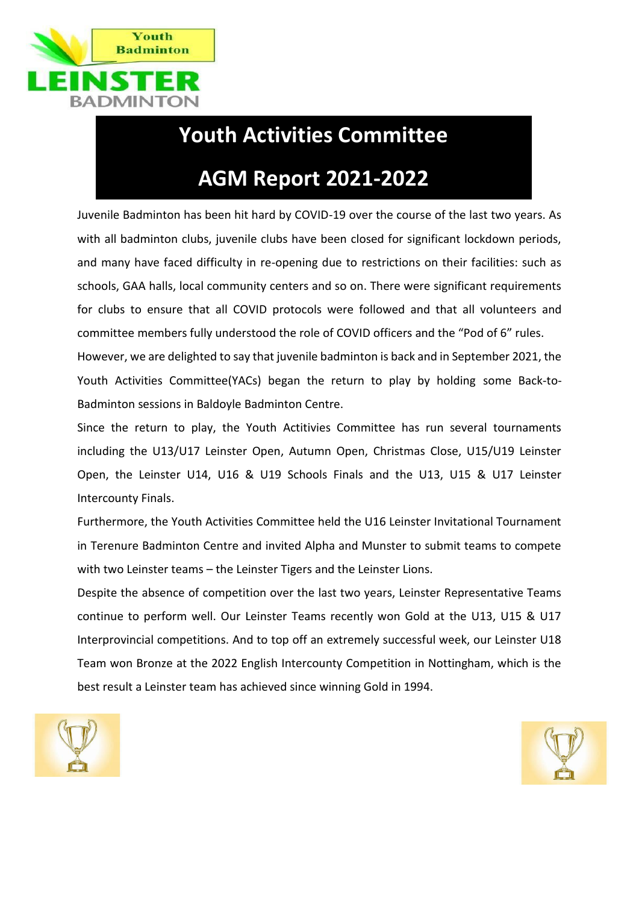# Youth Activities Committee

# AGM Report 2021-2022

Juvenile Badminton has been hit hard by COVID-19 over the course of the last two years. As with all badminton clubs, juvenile clubs have been closed for significant lockdown periods, and many have faced difficulty in re-opening due to restrictions on their facilities: such as schools, GAA halls, local community centers and so on. There were significant requirements for clubs to ensure that all COVID protocols were followed and that all volunteers and committee members fully understood the role of COVID officers and the "Pod of 6" rules.

However, we are delighted to say that juvenile badminton is back and in September 2021, the Youth Activities Committee(YACs) began the return to play by holding some Back-to-Badminton sessions in Baldoyle Badminton Centre.

Since the return to play, the Youth Actitivies Committee has run several tournaments including the U13/U17 Leinster Open, Autumn Open, Christmas Close, U15/U19 Leinster Open, the Leinster U14, U16 & U19 Schools Finals and the U13, U15 & U17 Leinster Intercounty Finals.

Furthermore, the Youth Activities Committee held the U16 Leinster Invitational Tournament in Terenure Badminton Centre and invited Alpha and Munster to submit teams to compete with two Leinster teams – the Leinster Tigers and the Leinster Lions.

Despite the absence of competition over the last two years, Leinster Representative Teams continue to perform well. Our Leinster Teams recently won Gold at the U13, U15 & U17 Interprovincial competitions. And to top off an extremely successful week, our Leinster U18 Team won Bronze at the 2022 English Intercounty Competition in Nottingham, which is the best result a Leinster team has achieved since winning Gold in 1994.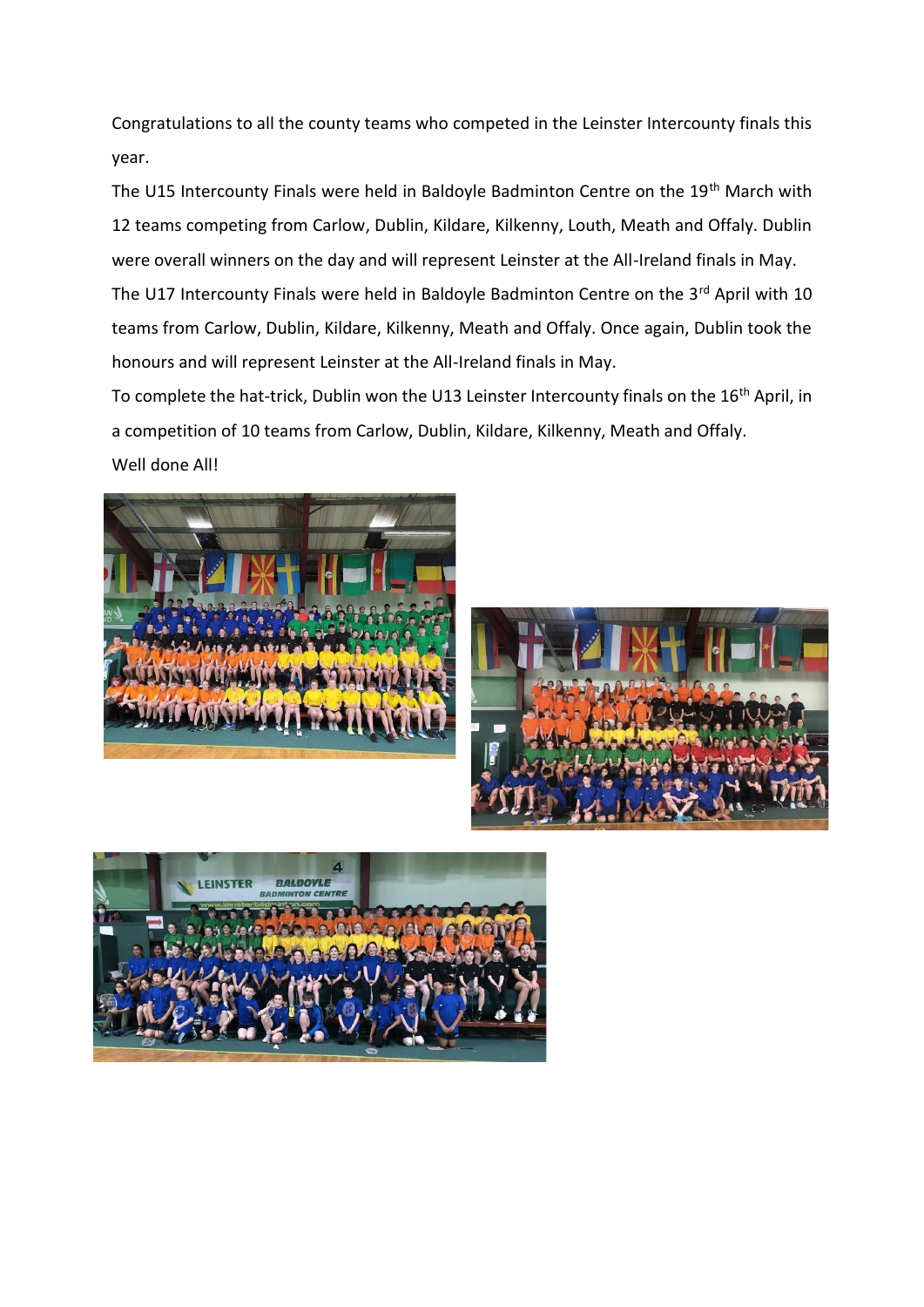Congratulations to all the county teams who competed in the Leinster Intercounty finals this year.

The U15 Intercounty Finals were held in Baldoyle Badminton Centre on the 19th March with 12 teams competing from Carlow, Dublin, Kildare, Kilkenny, Louth, Meath and Offaly. Dublin were overall winners on the day and will represent Leinster at the All-Ireland finals in May.

The U17 Intercounty Finals were held in Baldoyle Badminton Centre on the 3rd April with 10 teams from Carlow, Dublin, Kildare, Kilkenny, Meath and Offaly. Once again, Dublin took the honours and will represent Leinster at the All-Ireland finals in May.

To complete the hat-trick, Dublin won the U13 Leinster Intercounty finals on the 16th April, in a competition of 10 teams from Carlow, Dublin, Kildare, Kilkenny, Meath and Offaly.

Well done All!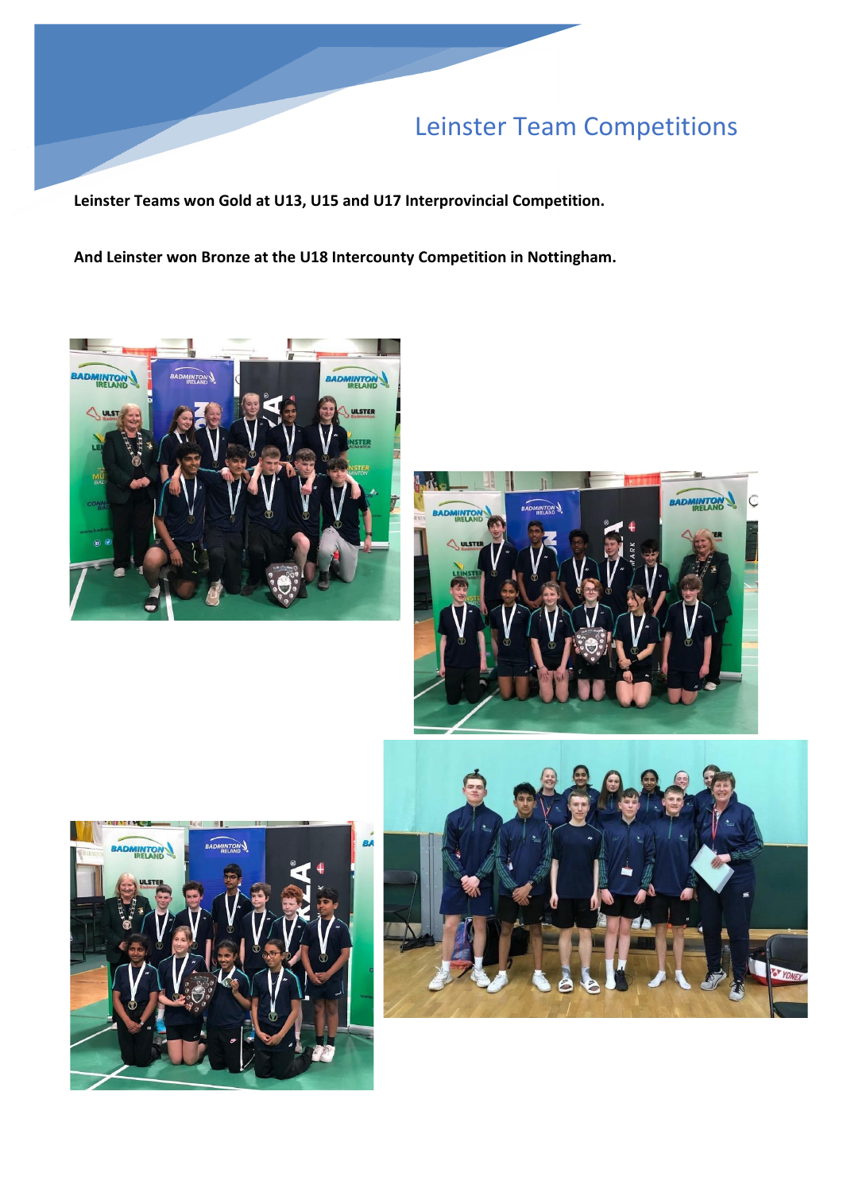# Leinster Team Competitions

**Leinster Teams won Gold at U13, U15 and U17 Interprovincial Competition.**

**And Leinster won Bronze at the U18 Intercounty Competition in Nottingham.**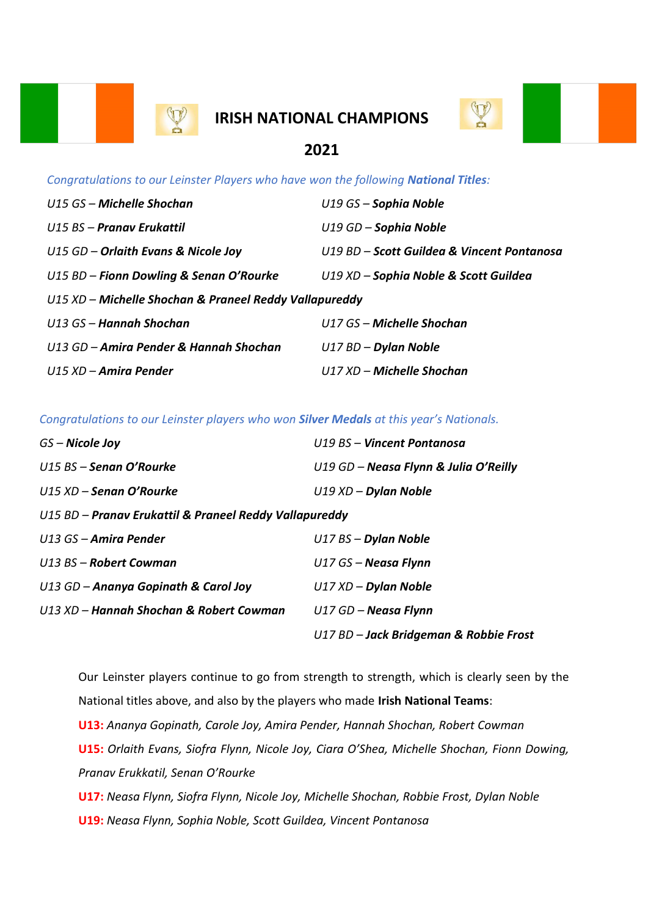# IRISH NATIONAL CHAMPIONS

## 2021

*Congratulations to our Leinster Players who have won the following **National Titles**:*

*U15 GS – **Michelle Shochan***

*U15 BS – **Pranav Erukattil***

*U15 GD – **Orlaith Evans & Nicole Joy***

*U15 BD – **Fionn Dowling & Senan O'Rourke***

*U15 XD – **Michelle Shochan & Praneel Reddy Vallapureddy***

*U13 GS – **Hannah Shochan***

*U13 GD – **Amira Pender & Hannah Shochan***

*U15 XD – **Amira Pender***

*U19 GS – **Sophia Noble***

*U19 GD – **Sophia Noble***

*U19 BD – **Scott Guildea & Vincent Pontanosa***

*U19 XD – **Sophia Noble & Scott Guildea***

*U17 GS – **Michelle Shochan***

*U17 BD – **Dylan Noble***

*U17 XD – **Michelle Shochan***

*Congratulations to our Leinster players who won **Silver Medals** at this year's Nationals.*

*GS – **Nicole Joy***

*U15 BS – **Senan O'Rourke***

*U15 XD – **Senan O'Rourke***

*U15 BD – **Pranav Erukattil & Praneel Reddy Vallapureddy***

*U13 GS – **Amira Pender***

*U13 BS – **Robert Cowman***

*U13 GD – **Ananya Gopinath & Carol Joy***

*U13 XD – **Hannah Shochan & Robert Cowman***

*U19 BS – **Vincent Pontanosa***

*U19 GD – **Neasa Flynn & Julia O'Reilly***

*U19 XD – **Dylan Noble***

*U17 BS – **Dylan Noble***

*U17 GS – **Neasa Flynn***

*U17 XD – **Dylan Noble***

*U17 GD – **Neasa Flynn***

*U17 BD – **Jack Bridgeman & Robbie Frost***

Our Leinster players continue to go from strength to strength, which is clearly seen by the National titles above, and also by the players who made **Irish National Teams**:

**U13:** *Ananya Gopinath, Carole Joy, Amira Pender, Hannah Shochan, Robert Cowman*

**U15:** *Orlaith Evans, Siofra Flynn, Nicole Joy, Ciara O'Shea, Michelle Shochan, Fionn Dowing, Pranav Erukkatil, Senan O'Rourke*

**U17:** *Neasa Flynn, Siofra Flynn, Nicole Joy, Michelle Shochan, Robbie Frost, Dylan Noble*

**U19:** *Neasa Flynn, Sophia Noble, Scott Guildea, Vincent Pontanosa*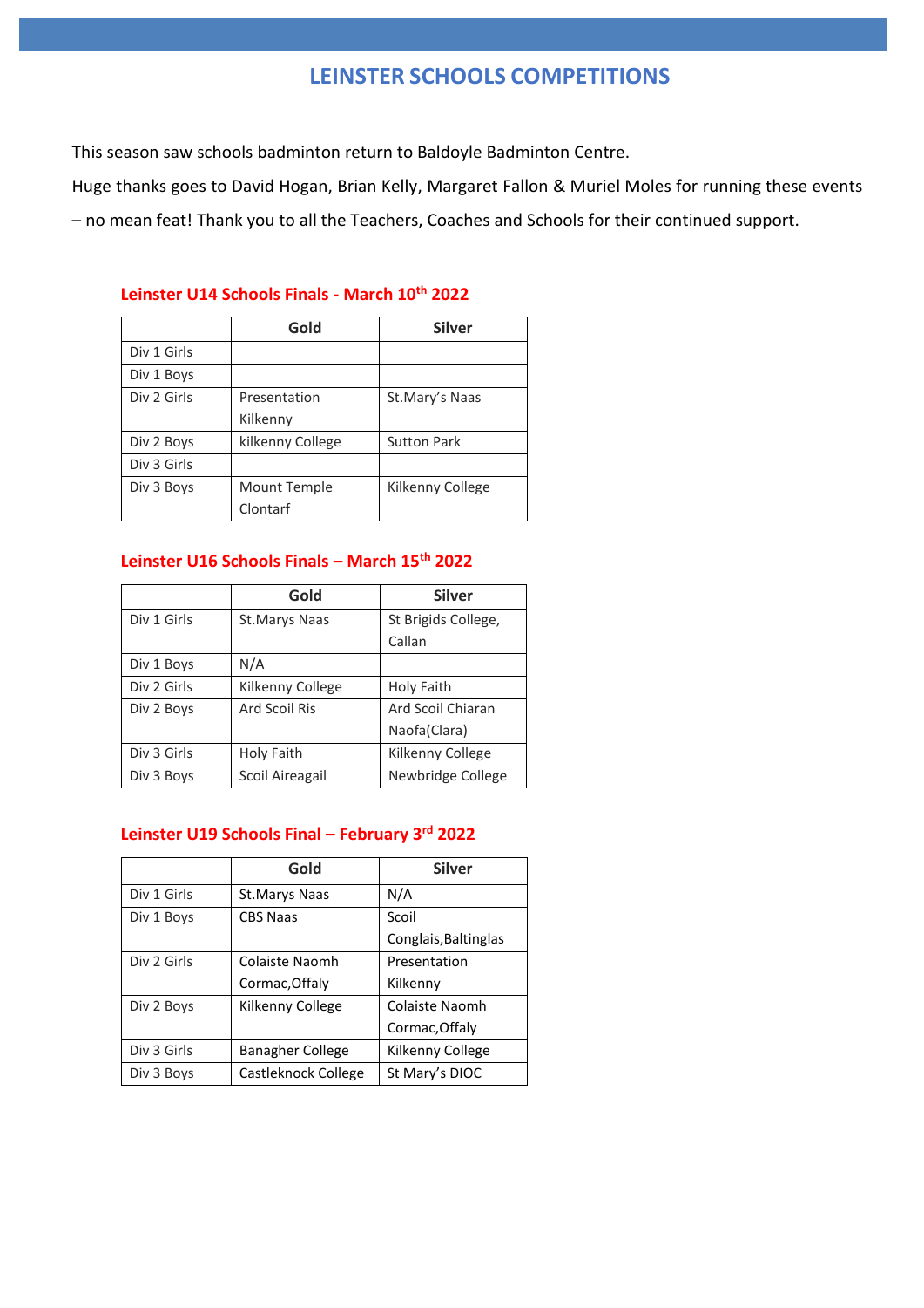# LEINSTER SCHOOLS COMPETITIONS

This season saw schools badminton return to Baldoyle Badminton Centre.

Huge thanks goes to David Hogan, Brian Kelly, Margaret Fallon & Muriel Moles for running these events – no mean feat! Thank you to all the Teachers, Coaches and Schools for their continued support.

### Leinster U14 Schools Finals - March 10th 2022

| | Gold | Silver |
|---|---|---|
| Div 1 Girls | | |
| Div 1 Boys | | |
| Div 2 Girls | Presentation Kilkenny | St.Mary's Naas |
| Div 2 Boys | kilkenny College | Sutton Park |
| Div 3 Girls | | |
| Div 3 Boys | Mount Temple Clontarf | Kilkenny College |

### Leinster U16 Schools Finals – March 15th 2022

| | Gold | Silver |
|---|---|---|
| Div 1 Girls | St.Marys Naas | St Brigids College, Callan |
| Div 1 Boys | N/A | |
| Div 2 Girls | Kilkenny College | Holy Faith |
| Div 2 Boys | Ard Scoil Ris | Ard Scoil Chiaran Naofa(Clara) |
| Div 3 Girls | Holy Faith | Kilkenny College |
| Div 3 Boys | Scoil Aireagail | Newbridge College |

### Leinster U19 Schools Final – February 3rd 2022

| | Gold | Silver |
|---|---|---|
| Div 1 Girls | St.Marys Naas | N/A |
| Div 1 Boys | CBS Naas | Scoil Conglais,Baltinglas |
| Div 2 Girls | Colaiste Naomh Cormac,Offaly | Presentation Kilkenny |
| Div 2 Boys | Kilkenny College | Colaiste Naomh Cormac,Offaly |
| Div 3 Girls | Banagher College | Kilkenny College |
| Div 3 Boys | Castleknock College | St Mary's DIOC |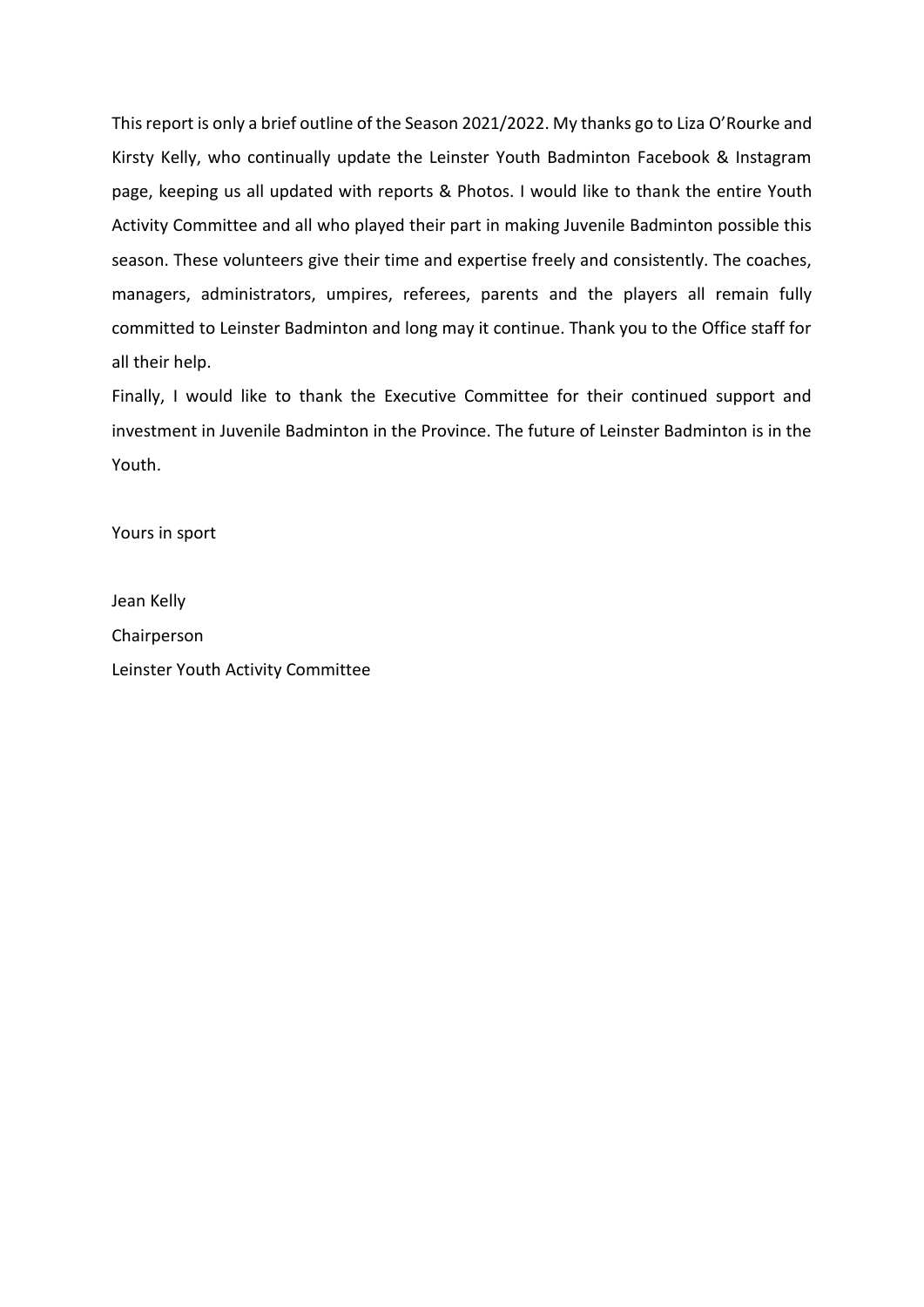This report is only a brief outline of the Season 2021/2022. My thanks go to Liza O'Rourke and Kirsty Kelly, who continually update the Leinster Youth Badminton Facebook & Instagram page, keeping us all updated with reports & Photos. I would like to thank the entire Youth Activity Committee and all who played their part in making Juvenile Badminton possible this season. These volunteers give their time and expertise freely and consistently. The coaches, managers, administrators, umpires, referees, parents and the players all remain fully committed to Leinster Badminton and long may it continue. Thank you to the Office staff for all their help.

Finally, I would like to thank the Executive Committee for their continued support and investment in Juvenile Badminton in the Province. The future of Leinster Badminton is in the Youth.

Yours in sport

Jean Kelly

Chairperson

Leinster Youth Activity Committee